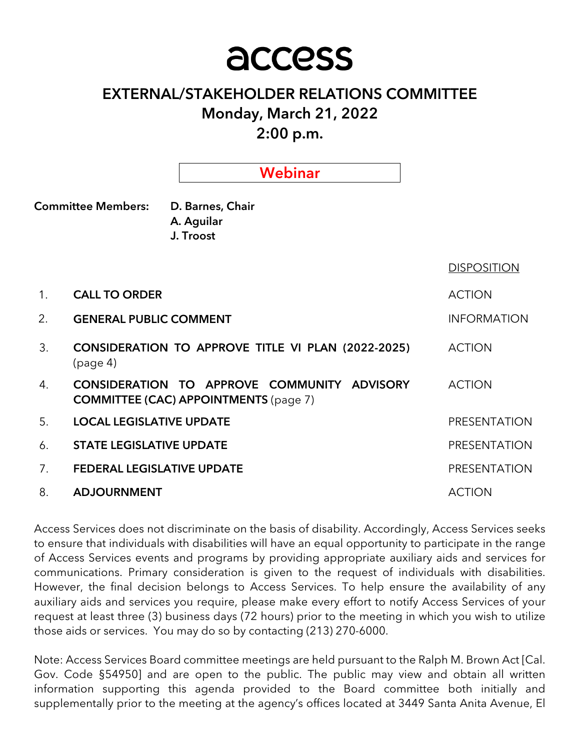# access

## EXTERNAL/STAKEHOLDER RELATIONS COMMITTEE

## Monday, March 21, 2022

## 2:00 p.m.

**Webinar**

**Committee Members:** **D. Barnes, Chair**
**A. Aguilar**
**J. Troost**

| | | DISPOSITION |
|---|---|---|
| 1. | **CALL TO ORDER** | ACTION |
| 2. | **GENERAL PUBLIC COMMENT** | INFORMATION |
| 3. | **CONSIDERATION TO APPROVE TITLE VI PLAN (2022-2025)** (page 4) | ACTION |
| 4. | **CONSIDERATION TO APPROVE COMMUNITY ADVISORY COMMITTEE (CAC) APPOINTMENTS** (page 7) | ACTION |
| 5. | **LOCAL LEGISLATIVE UPDATE** | PRESENTATION |
| 6. | **STATE LEGISLATIVE UPDATE** | PRESENTATION |
| 7. | **FEDERAL LEGISLATIVE UPDATE** | PRESENTATION |
| 8. | **ADJOURNMENT** | ACTION |

Access Services does not discriminate on the basis of disability. Accordingly, Access Services seeks to ensure that individuals with disabilities will have an equal opportunity to participate in the range of Access Services events and programs by providing appropriate auxiliary aids and services for communications. Primary consideration is given to the request of individuals with disabilities. However, the final decision belongs to Access Services. To help ensure the availability of any auxiliary aids and services you require, please make every effort to notify Access Services of your request at least three (3) business days (72 hours) prior to the meeting in which you wish to utilize those aids or services. You may do so by contacting (213) 270-6000.

Note: Access Services Board committee meetings are held pursuant to the Ralph M. Brown Act [Cal. Gov. Code §54950] and are open to the public. The public may view and obtain all written information supporting this agenda provided to the Board committee both initially and supplementally prior to the meeting at the agency's offices located at 3449 Santa Anita Avenue, El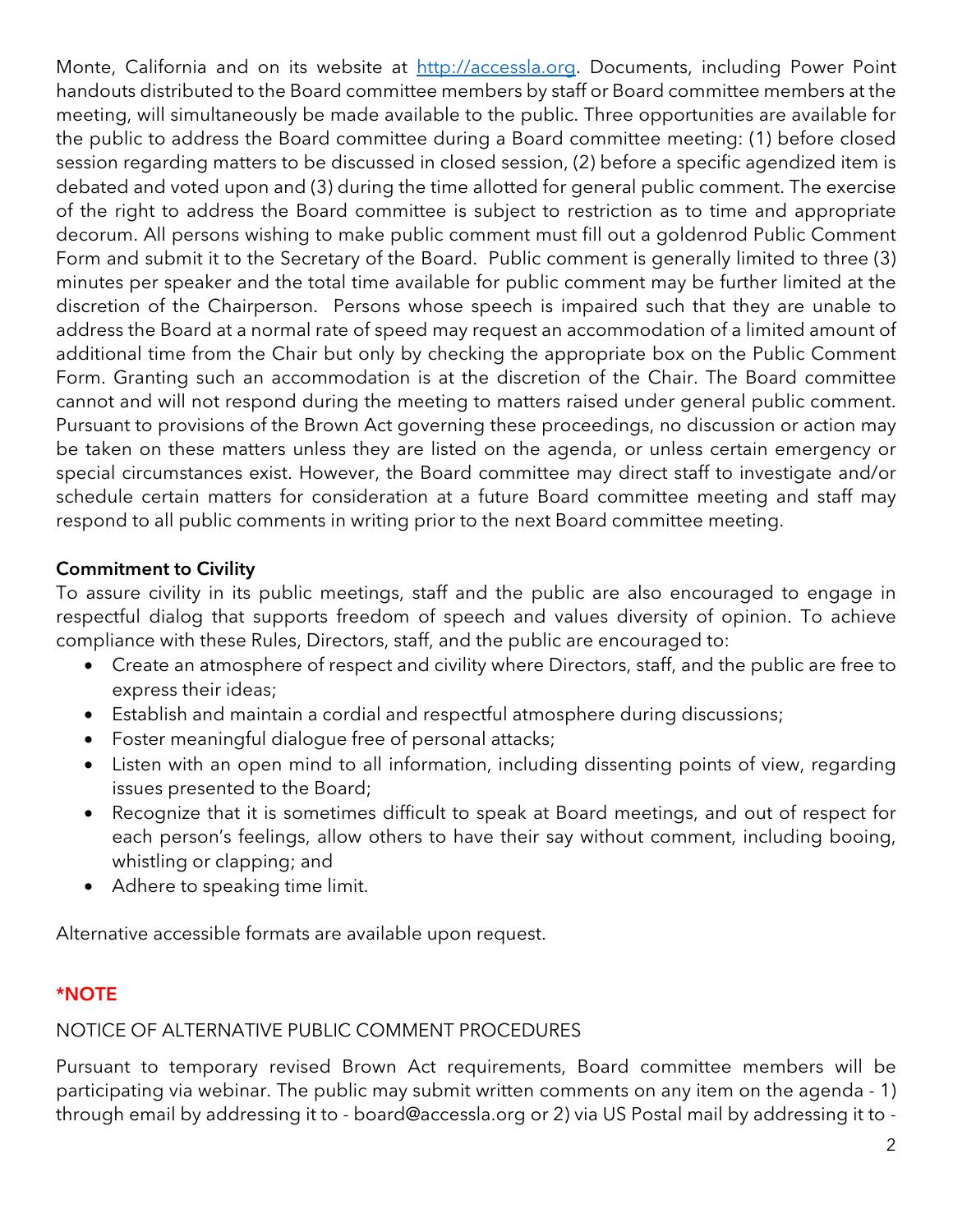Monte, California and on its website at [http://accessla.org](http://accessla.org). Documents, including Power Point handouts distributed to the Board committee members by staff or Board committee members at the meeting, will simultaneously be made available to the public. Three opportunities are available for the public to address the Board committee during a Board committee meeting: (1) before closed session regarding matters to be discussed in closed session, (2) before a specific agendized item is debated and voted upon and (3) during the time allotted for general public comment. The exercise of the right to address the Board committee is subject to restriction as to time and appropriate decorum. All persons wishing to make public comment must fill out a goldenrod Public Comment Form and submit it to the Secretary of the Board. Public comment is generally limited to three (3) minutes per speaker and the total time available for public comment may be further limited at the discretion of the Chairperson. Persons whose speech is impaired such that they are unable to address the Board at a normal rate of speed may request an accommodation of a limited amount of additional time from the Chair but only by checking the appropriate box on the Public Comment Form. Granting such an accommodation is at the discretion of the Chair. The Board committee cannot and will not respond during the meeting to matters raised under general public comment. Pursuant to provisions of the Brown Act governing these proceedings, no discussion or action may be taken on these matters unless they are listed on the agenda, or unless certain emergency or special circumstances exist. However, the Board committee may direct staff to investigate and/or schedule certain matters for consideration at a future Board committee meeting and staff may respond to all public comments in writing prior to the next Board committee meeting.

**Commitment to Civility**

To assure civility in its public meetings, staff and the public are also encouraged to engage in respectful dialog that supports freedom of speech and values diversity of opinion. To achieve compliance with these Rules, Directors, staff, and the public are encouraged to:

- Create an atmosphere of respect and civility where Directors, staff, and the public are free to express their ideas;
- Establish and maintain a cordial and respectful atmosphere during discussions;
- Foster meaningful dialogue free of personal attacks;
- Listen with an open mind to all information, including dissenting points of view, regarding issues presented to the Board;
- Recognize that it is sometimes difficult to speak at Board meetings, and out of respect for each person's feelings, allow others to have their say without comment, including booing, whistling or clapping; and
- Adhere to speaking time limit.

Alternative accessible formats are available upon request.

**\*NOTE**

NOTICE OF ALTERNATIVE PUBLIC COMMENT PROCEDURES

Pursuant to temporary revised Brown Act requirements, Board committee members will be participating via webinar. The public may submit written comments on any item on the agenda - 1) through email by addressing it to - board@accessla.org or 2) via US Postal mail by addressing it to -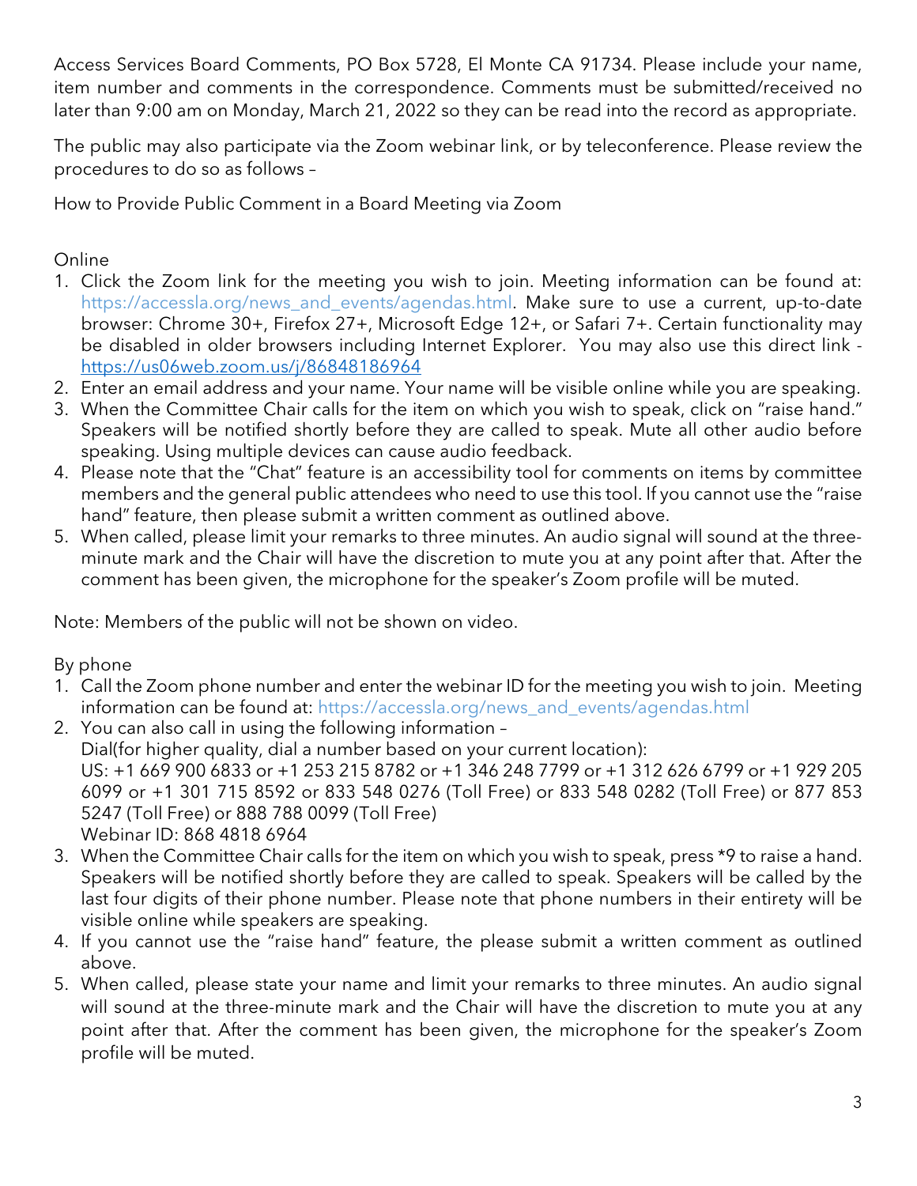Access Services Board Comments, PO Box 5728, El Monte CA 91734. Please include your name, item number and comments in the correspondence. Comments must be submitted/received no later than 9:00 am on Monday, March 21, 2022 so they can be read into the record as appropriate.

The public may also participate via the Zoom webinar link, or by teleconference. Please review the procedures to do so as follows –

How to Provide Public Comment in a Board Meeting via Zoom

Online

1. Click the Zoom link for the meeting you wish to join. Meeting information can be found at: https://accessla.org/news_and_events/agendas.html. Make sure to use a current, up-to-date browser: Chrome 30+, Firefox 27+, Microsoft Edge 12+, or Safari 7+. Certain functionality may be disabled in older browsers including Internet Explorer. You may also use this direct link - https://us06web.zoom.us/j/86848186964
2. Enter an email address and your name. Your name will be visible online while you are speaking.
3. When the Committee Chair calls for the item on which you wish to speak, click on "raise hand." Speakers will be notified shortly before they are called to speak. Mute all other audio before speaking. Using multiple devices can cause audio feedback.
4. Please note that the "Chat" feature is an accessibility tool for comments on items by committee members and the general public attendees who need to use this tool. If you cannot use the "raise hand" feature, then please submit a written comment as outlined above.
5. When called, please limit your remarks to three minutes. An audio signal will sound at the three-minute mark and the Chair will have the discretion to mute you at any point after that. After the comment has been given, the microphone for the speaker's Zoom profile will be muted.

Note: Members of the public will not be shown on video.

By phone

1. Call the Zoom phone number and enter the webinar ID for the meeting you wish to join. Meeting information can be found at: https://accessla.org/news_and_events/agendas.html
2. You can also call in using the following information –
   Dial(for higher quality, dial a number based on your current location):
   US: +1 669 900 6833 or +1 253 215 8782 or +1 346 248 7799 or +1 312 626 6799 or +1 929 205 6099 or +1 301 715 8592 or 833 548 0276 (Toll Free) or 833 548 0282 (Toll Free) or 877 853 5247 (Toll Free) or 888 788 0099 (Toll Free)
   Webinar ID: 868 4818 6964
3. When the Committee Chair calls for the item on which you wish to speak, press *9 to raise a hand. Speakers will be notified shortly before they are called to speak. Speakers will be called by the last four digits of their phone number. Please note that phone numbers in their entirety will be visible online while speakers are speaking.
4. If you cannot use the "raise hand" feature, the please submit a written comment as outlined above.
5. When called, please state your name and limit your remarks to three minutes. An audio signal will sound at the three-minute mark and the Chair will have the discretion to mute you at any point after that. After the comment has been given, the microphone for the speaker's Zoom profile will be muted.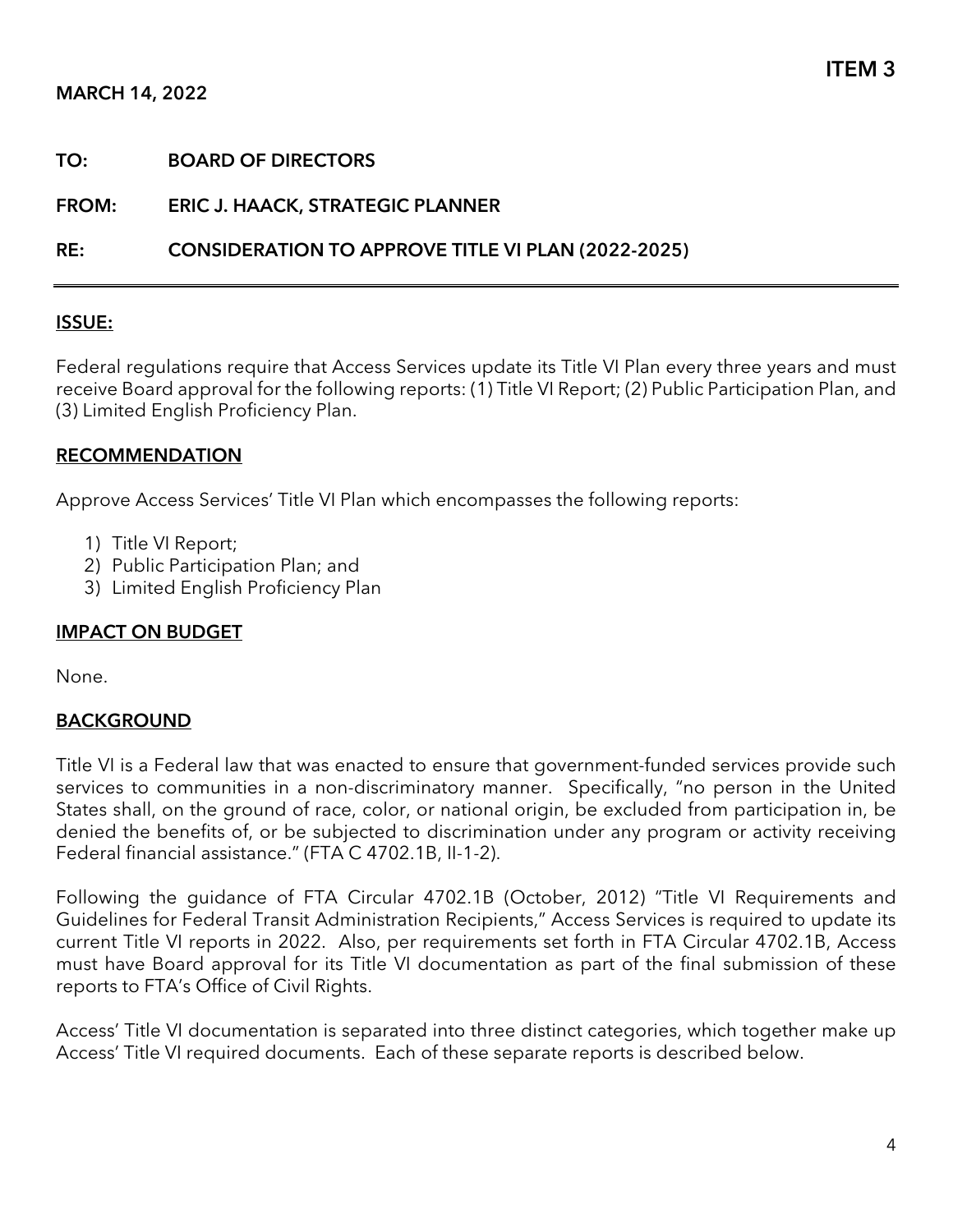**ITEM 3**

**MARCH 14, 2022**

**TO:** **BOARD OF DIRECTORS**

**FROM:** **ERIC J. HAACK, STRATEGIC PLANNER**

**RE:** **CONSIDERATION TO APPROVE TITLE VI PLAN (2022-2025)**

---

## ISSUE:

Federal regulations require that Access Services update its Title VI Plan every three years and must receive Board approval for the following reports: (1) Title VI Report; (2) Public Participation Plan, and (3) Limited English Proficiency Plan.

## RECOMMENDATION

Approve Access Services' Title VI Plan which encompasses the following reports:

1) Title VI Report;
2) Public Participation Plan; and
3) Limited English Proficiency Plan

## IMPACT ON BUDGET

None.

## BACKGROUND

Title VI is a Federal law that was enacted to ensure that government-funded services provide such services to communities in a non-discriminatory manner. Specifically, "no person in the United States shall, on the ground of race, color, or national origin, be excluded from participation in, be denied the benefits of, or be subjected to discrimination under any program or activity receiving Federal financial assistance." (FTA C 4702.1B, II-1-2).

Following the guidance of FTA Circular 4702.1B (October, 2012) "Title VI Requirements and Guidelines for Federal Transit Administration Recipients," Access Services is required to update its current Title VI reports in 2022. Also, per requirements set forth in FTA Circular 4702.1B, Access must have Board approval for its Title VI documentation as part of the final submission of these reports to FTA's Office of Civil Rights.

Access' Title VI documentation is separated into three distinct categories, which together make up Access' Title VI required documents. Each of these separate reports is described below.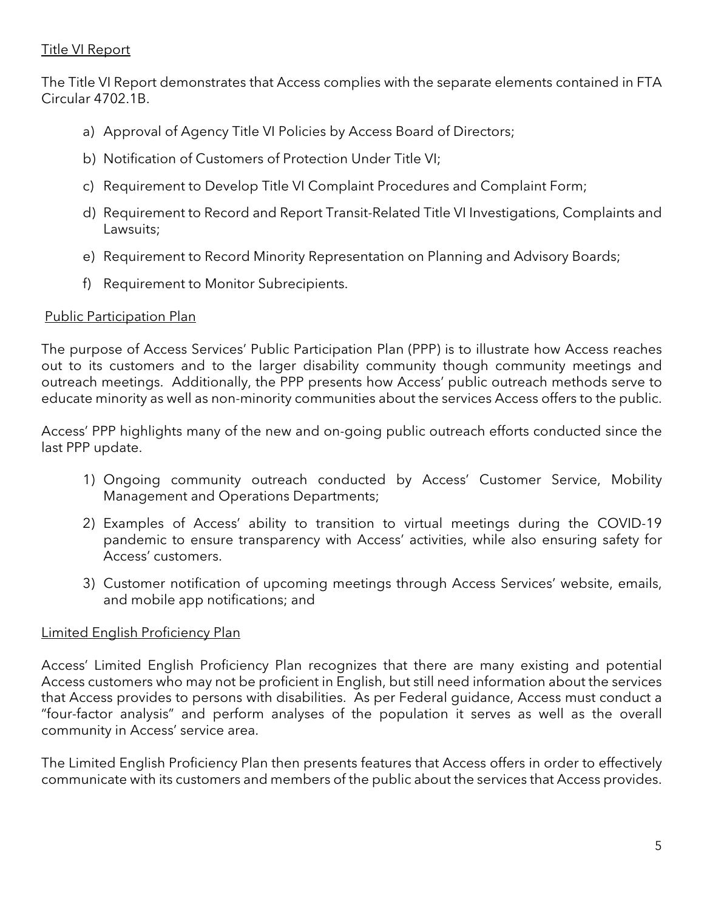## Title VI Report

The Title VI Report demonstrates that Access complies with the separate elements contained in FTA Circular 4702.1B.

a) Approval of Agency Title VI Policies by Access Board of Directors;
b) Notification of Customers of Protection Under Title VI;
c) Requirement to Develop Title VI Complaint Procedures and Complaint Form;
d) Requirement to Record and Report Transit-Related Title VI Investigations, Complaints and Lawsuits;
e) Requirement to Record Minority Representation on Planning and Advisory Boards;
f) Requirement to Monitor Subrecipients.

## Public Participation Plan

The purpose of Access Services' Public Participation Plan (PPP) is to illustrate how Access reaches out to its customers and to the larger disability community though community meetings and outreach meetings. Additionally, the PPP presents how Access' public outreach methods serve to educate minority as well as non-minority communities about the services Access offers to the public.

Access' PPP highlights many of the new and on-going public outreach efforts conducted since the last PPP update.

1) Ongoing community outreach conducted by Access' Customer Service, Mobility Management and Operations Departments;
2) Examples of Access' ability to transition to virtual meetings during the COVID-19 pandemic to ensure transparency with Access' activities, while also ensuring safety for Access' customers.
3) Customer notification of upcoming meetings through Access Services' website, emails, and mobile app notifications; and

## Limited English Proficiency Plan

Access' Limited English Proficiency Plan recognizes that there are many existing and potential Access customers who may not be proficient in English, but still need information about the services that Access provides to persons with disabilities. As per Federal guidance, Access must conduct a "four-factor analysis" and perform analyses of the population it serves as well as the overall community in Access' service area.

The Limited English Proficiency Plan then presents features that Access offers in order to effectively communicate with its customers and members of the public about the services that Access provides.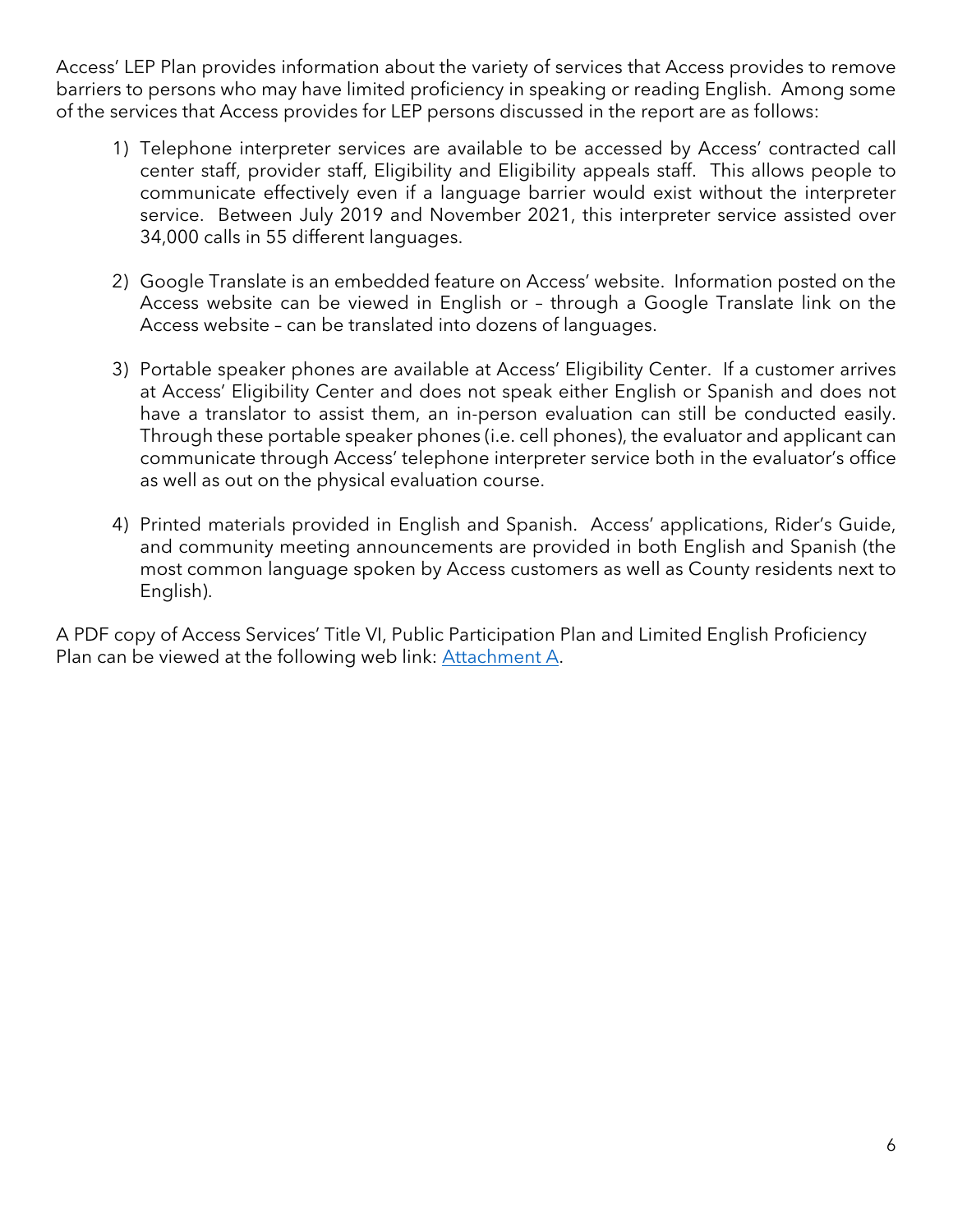Access' LEP Plan provides information about the variety of services that Access provides to remove barriers to persons who may have limited proficiency in speaking or reading English. Among some of the services that Access provides for LEP persons discussed in the report are as follows:

1) Telephone interpreter services are available to be accessed by Access' contracted call center staff, provider staff, Eligibility and Eligibility appeals staff. This allows people to communicate effectively even if a language barrier would exist without the interpreter service. Between July 2019 and November 2021, this interpreter service assisted over 34,000 calls in 55 different languages.

2) Google Translate is an embedded feature on Access' website. Information posted on the Access website can be viewed in English or – through a Google Translate link on the Access website – can be translated into dozens of languages.

3) Portable speaker phones are available at Access' Eligibility Center. If a customer arrives at Access' Eligibility Center and does not speak either English or Spanish and does not have a translator to assist them, an in-person evaluation can still be conducted easily. Through these portable speaker phones (i.e. cell phones), the evaluator and applicant can communicate through Access' telephone interpreter service both in the evaluator's office as well as out on the physical evaluation course.

4) Printed materials provided in English and Spanish. Access' applications, Rider's Guide, and community meeting announcements are provided in both English and Spanish (the most common language spoken by Access customers as well as County residents next to English).

A PDF copy of Access Services' Title VI, Public Participation Plan and Limited English Proficiency Plan can be viewed at the following web link: Attachment A.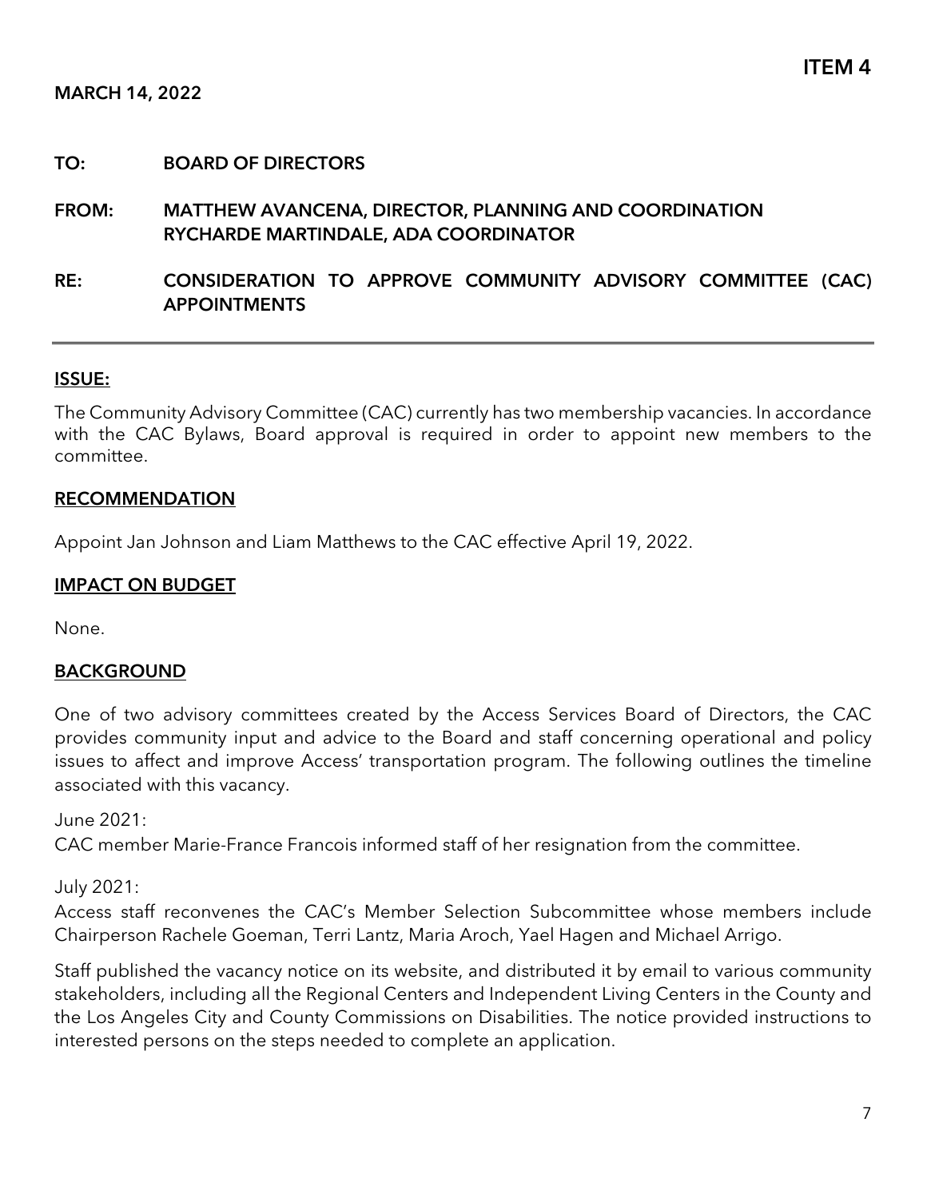**ITEM 4**

**MARCH 14, 2022**

**TO:** **BOARD OF DIRECTORS**

**FROM:** **MATTHEW AVANCENA, DIRECTOR, PLANNING AND COORDINATION**
**RYCHARDE MARTINDALE, ADA COORDINATOR**

**RE:** **CONSIDERATION TO APPROVE COMMUNITY ADVISORY COMMITTEE (CAC) APPOINTMENTS**

---

## ISSUE:

The Community Advisory Committee (CAC) currently has two membership vacancies. In accordance with the CAC Bylaws, Board approval is required in order to appoint new members to the committee.

## RECOMMENDATION

Appoint Jan Johnson and Liam Matthews to the CAC effective April 19, 2022.

## IMPACT ON BUDGET

None.

## BACKGROUND

One of two advisory committees created by the Access Services Board of Directors, the CAC provides community input and advice to the Board and staff concerning operational and policy issues to affect and improve Access' transportation program. The following outlines the timeline associated with this vacancy.

June 2021:
CAC member Marie-France Francois informed staff of her resignation from the committee.

July 2021:
Access staff reconvenes the CAC's Member Selection Subcommittee whose members include Chairperson Rachele Goeman, Terri Lantz, Maria Aroch, Yael Hagen and Michael Arrigo.

Staff published the vacancy notice on its website, and distributed it by email to various community stakeholders, including all the Regional Centers and Independent Living Centers in the County and the Los Angeles City and County Commissions on Disabilities. The notice provided instructions to interested persons on the steps needed to complete an application.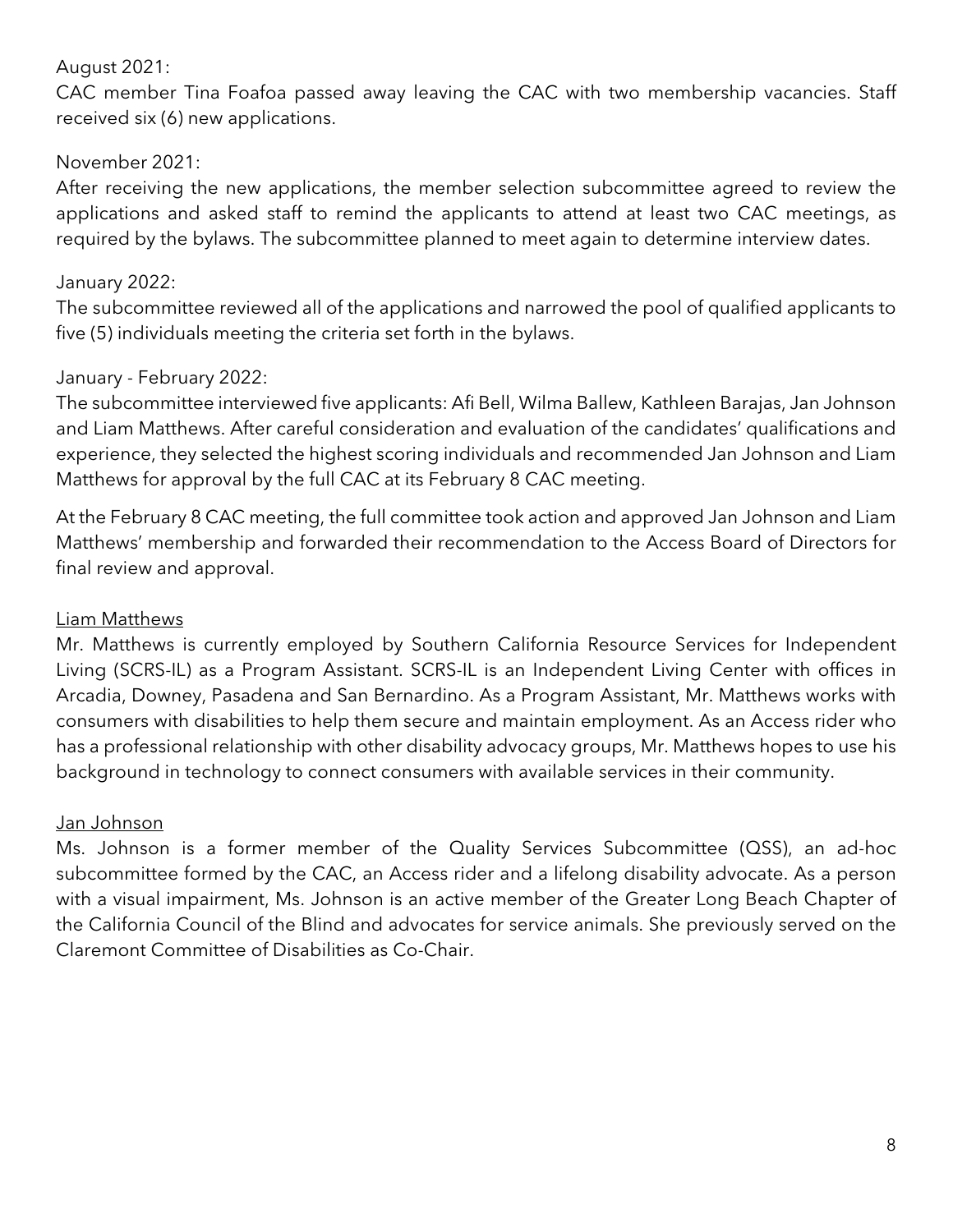August 2021:

CAC member Tina Foafoa passed away leaving the CAC with two membership vacancies. Staff received six (6) new applications.

November 2021:

After receiving the new applications, the member selection subcommittee agreed to review the applications and asked staff to remind the applicants to attend at least two CAC meetings, as required by the bylaws. The subcommittee planned to meet again to determine interview dates.

January 2022:

The subcommittee reviewed all of the applications and narrowed the pool of qualified applicants to five (5) individuals meeting the criteria set forth in the bylaws.

January - February 2022:

The subcommittee interviewed five applicants: Afi Bell, Wilma Ballew, Kathleen Barajas, Jan Johnson and Liam Matthews. After careful consideration and evaluation of the candidates' qualifications and experience, they selected the highest scoring individuals and recommended Jan Johnson and Liam Matthews for approval by the full CAC at its February 8 CAC meeting.

At the February 8 CAC meeting, the full committee took action and approved Jan Johnson and Liam Matthews' membership and forwarded their recommendation to the Access Board of Directors for final review and approval.

<u>Liam Matthews</u>

Mr. Matthews is currently employed by Southern California Resource Services for Independent Living (SCRS-IL) as a Program Assistant. SCRS-IL is an Independent Living Center with offices in Arcadia, Downey, Pasadena and San Bernardino. As a Program Assistant, Mr. Matthews works with consumers with disabilities to help them secure and maintain employment. As an Access rider who has a professional relationship with other disability advocacy groups, Mr. Matthews hopes to use his background in technology to connect consumers with available services in their community.

<u>Jan Johnson</u>

Ms. Johnson is a former member of the Quality Services Subcommittee (QSS), an ad-hoc subcommittee formed by the CAC, an Access rider and a lifelong disability advocate. As a person with a visual impairment, Ms. Johnson is an active member of the Greater Long Beach Chapter of the California Council of the Blind and advocates for service animals. She previously served on the Claremont Committee of Disabilities as Co-Chair.